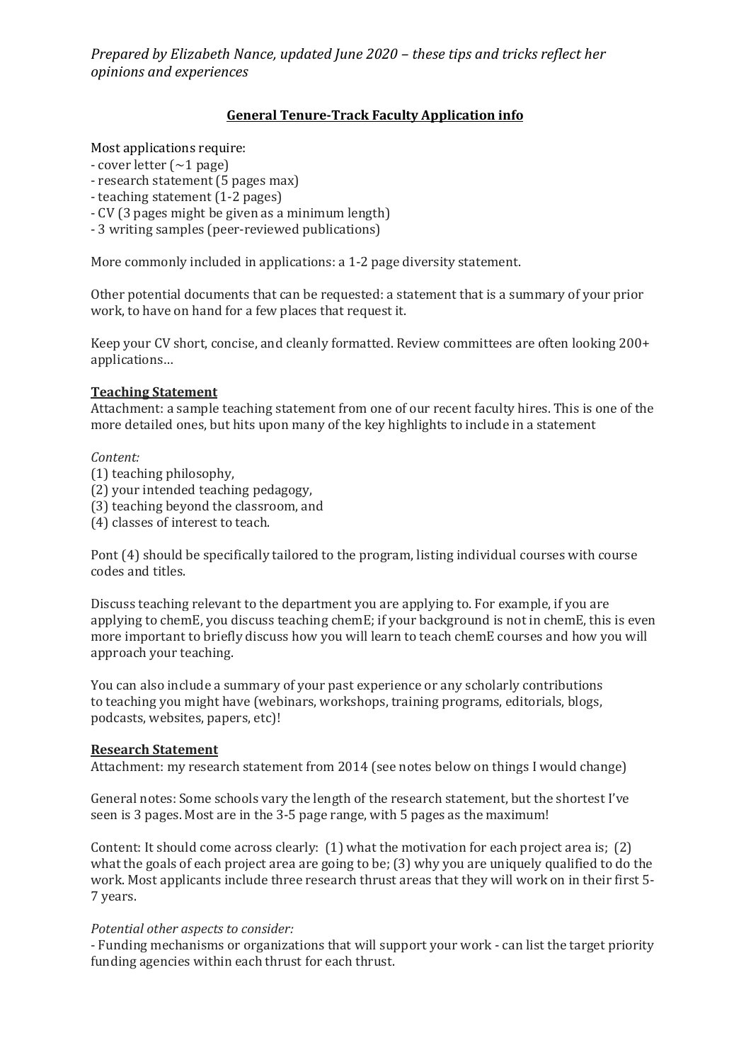*Prepared by Elizabeth Nance, updated June 2020 – these tips and tricks reflect her opinions and experiences*

## General Tenure-Track Faculty Application info

Most applications require:
- cover letter (~1 page)
- research statement (5 pages max)
- teaching statement (1-2 pages)
- CV (3 pages might be given as a minimum length)
- 3 writing samples (peer-reviewed publications)

More commonly included in applications: a 1-2 page diversity statement.

Other potential documents that can be requested: a statement that is a summary of your prior work, to have on hand for a few places that request it.

Keep your CV short, concise, and cleanly formatted. Review committees are often looking 200+ applications…

### Teaching Statement

Attachment: a sample teaching statement from one of our recent faculty hires. This is one of the more detailed ones, but hits upon many of the key highlights to include in a statement

*Content:*

(1) teaching philosophy,
(2) your intended teaching pedagogy,
(3) teaching beyond the classroom, and
(4) classes of interest to teach.

Pont (4) should be specifically tailored to the program, listing individual courses with course codes and titles.

Discuss teaching relevant to the department you are applying to. For example, if you are applying to chemE, you discuss teaching chemE; if your background is not in chemE, this is even more important to briefly discuss how you will learn to teach chemE courses and how you will approach your teaching.

You can also include a summary of your past experience or any scholarly contributions to teaching you might have (webinars, workshops, training programs, editorials, blogs, podcasts, websites, papers, etc)!

### Research Statement

Attachment: my research statement from 2014 (see notes below on things I would change)

General notes: Some schools vary the length of the research statement, but the shortest I've seen is 3 pages. Most are in the 3-5 page range, with 5 pages as the maximum!

Content: It should come across clearly: (1) what the motivation for each project area is; (2) what the goals of each project area are going to be; (3) why you are uniquely qualified to do the work. Most applicants include three research thrust areas that they will work on in their first 5-7 years.

*Potential other aspects to consider:*

- Funding mechanisms or organizations that will support your work - can list the target priority funding agencies within each thrust for each thrust.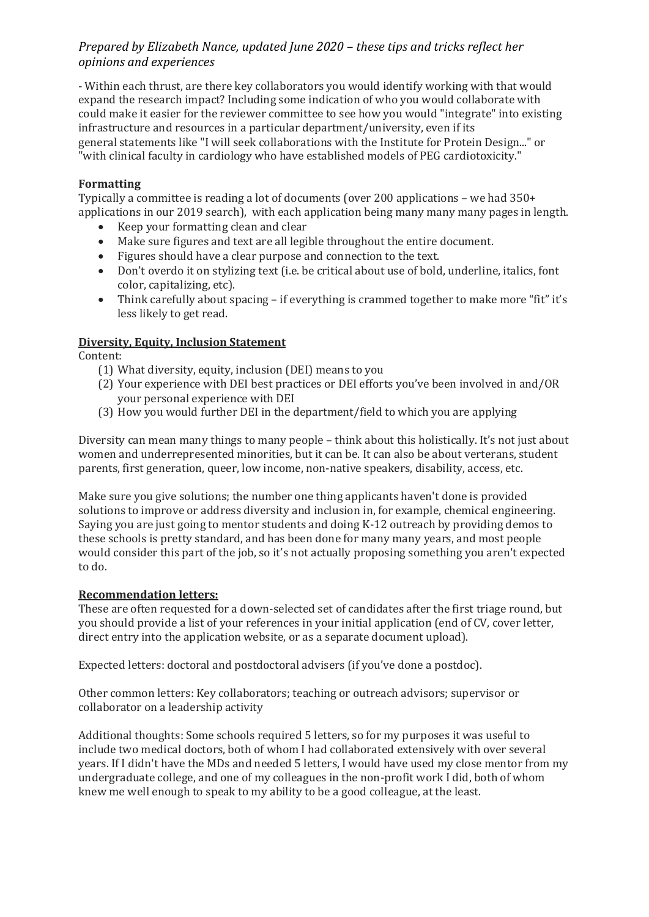*Prepared by Elizabeth Nance, updated June 2020 – these tips and tricks reflect her opinions and experiences*

- Within each thrust, are there key collaborators you would identify working with that would expand the research impact? Including some indication of who you would collaborate with could make it easier for the reviewer committee to see how you would "integrate" into existing infrastructure and resources in a particular department/university, even if its general statements like "I will seek collaborations with the Institute for Protein Design..." or "with clinical faculty in cardiology who have established models of PEG cardiotoxicity."

**Formatting**

Typically a committee is reading a lot of documents (over 200 applications – we had 350+ applications in our 2019 search), with each application being many many many pages in length.

- Keep your formatting clean and clear
- Make sure figures and text are all legible throughout the entire document.
- Figures should have a clear purpose and connection to the text.
- Don't overdo it on stylizing text (i.e. be critical about use of bold, underline, italics, font color, capitalizing, etc).
- Think carefully about spacing – if everything is crammed together to make more "fit" it's less likely to get read.

**Diversity, Equity, Inclusion Statement**

Content:

(1) What diversity, equity, inclusion (DEI) means to you
(2) Your experience with DEI best practices or DEI efforts you've been involved in and/OR your personal experience with DEI
(3) How you would further DEI in the department/field to which you are applying

Diversity can mean many things to many people – think about this holistically. It's not just about women and underrepresented minorities, but it can be. It can also be about verterans, student parents, first generation, queer, low income, non-native speakers, disability, access, etc.

Make sure you give solutions; the number one thing applicants haven't done is provided solutions to improve or address diversity and inclusion in, for example, chemical engineering. Saying you are just going to mentor students and doing K-12 outreach by providing demos to these schools is pretty standard, and has been done for many many years, and most people would consider this part of the job, so it's not actually proposing something you aren't expected to do.

**Recommendation letters:**

These are often requested for a down-selected set of candidates after the first triage round, but you should provide a list of your references in your initial application (end of CV, cover letter, direct entry into the application website, or as a separate document upload).

Expected letters: doctoral and postdoctoral advisers (if you've done a postdoc).

Other common letters: Key collaborators; teaching or outreach advisors; supervisor or collaborator on a leadership activity

Additional thoughts: Some schools required 5 letters, so for my purposes it was useful to include two medical doctors, both of whom I had collaborated extensively with over several years. If I didn't have the MDs and needed 5 letters, I would have used my close mentor from my undergraduate college, and one of my colleagues in the non-profit work I did, both of whom knew me well enough to speak to my ability to be a good colleague, at the least.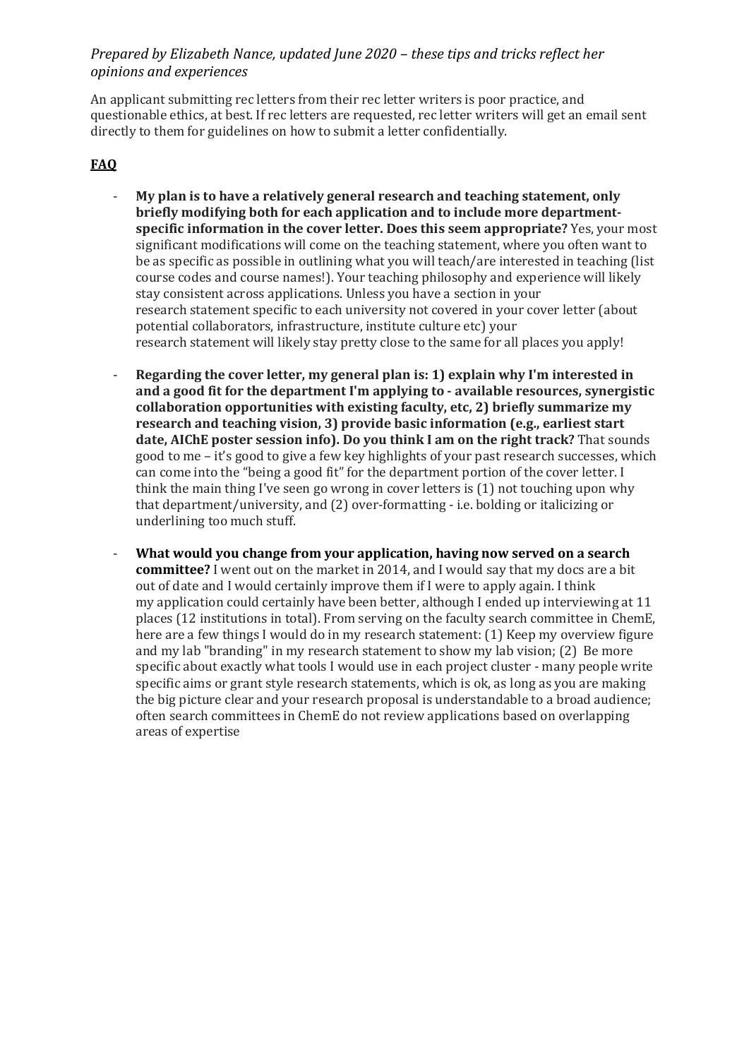*Prepared by Elizabeth Nance, updated June 2020 – these tips and tricks reflect her opinions and experiences*

An applicant submitting rec letters from their rec letter writers is poor practice, and questionable ethics, at best. If rec letters are requested, rec letter writers will get an email sent directly to them for guidelines on how to submit a letter confidentially.

## **FAQ**

- **My plan is to have a relatively general research and teaching statement, only briefly modifying both for each application and to include more department-specific information in the cover letter. Does this seem appropriate?** Yes, your most significant modifications will come on the teaching statement, where you often want to be as specific as possible in outlining what you will teach/are interested in teaching (list course codes and course names!). Your teaching philosophy and experience will likely stay consistent across applications. Unless you have a section in your research statement specific to each university not covered in your cover letter (about potential collaborators, infrastructure, institute culture etc) your research statement will likely stay pretty close to the same for all places you apply!

- **Regarding the cover letter, my general plan is: 1) explain why I'm interested in and a good fit for the department I'm applying to - available resources, synergistic collaboration opportunities with existing faculty, etc, 2) briefly summarize my research and teaching vision, 3) provide basic information (e.g., earliest start date, AIChE poster session info). Do you think I am on the right track?** That sounds good to me – it's good to give a few key highlights of your past research successes, which can come into the "being a good fit" for the department portion of the cover letter. I think the main thing I've seen go wrong in cover letters is (1) not touching upon why that department/university, and (2) over-formatting - i.e. bolding or italicizing or underlining too much stuff.

- **What would you change from your application, having now served on a search committee?** I went out on the market in 2014, and I would say that my docs are a bit out of date and I would certainly improve them if I were to apply again. I think my application could certainly have been better, although I ended up interviewing at 11 places (12 institutions in total). From serving on the faculty search committee in ChemE, here are a few things I would do in my research statement: (1) Keep my overview figure and my lab "branding" in my research statement to show my lab vision; (2) Be more specific about exactly what tools I would use in each project cluster - many people write specific aims or grant style research statements, which is ok, as long as you are making the big picture clear and your research proposal is understandable to a broad audience; often search committees in ChemE do not review applications based on overlapping areas of expertise